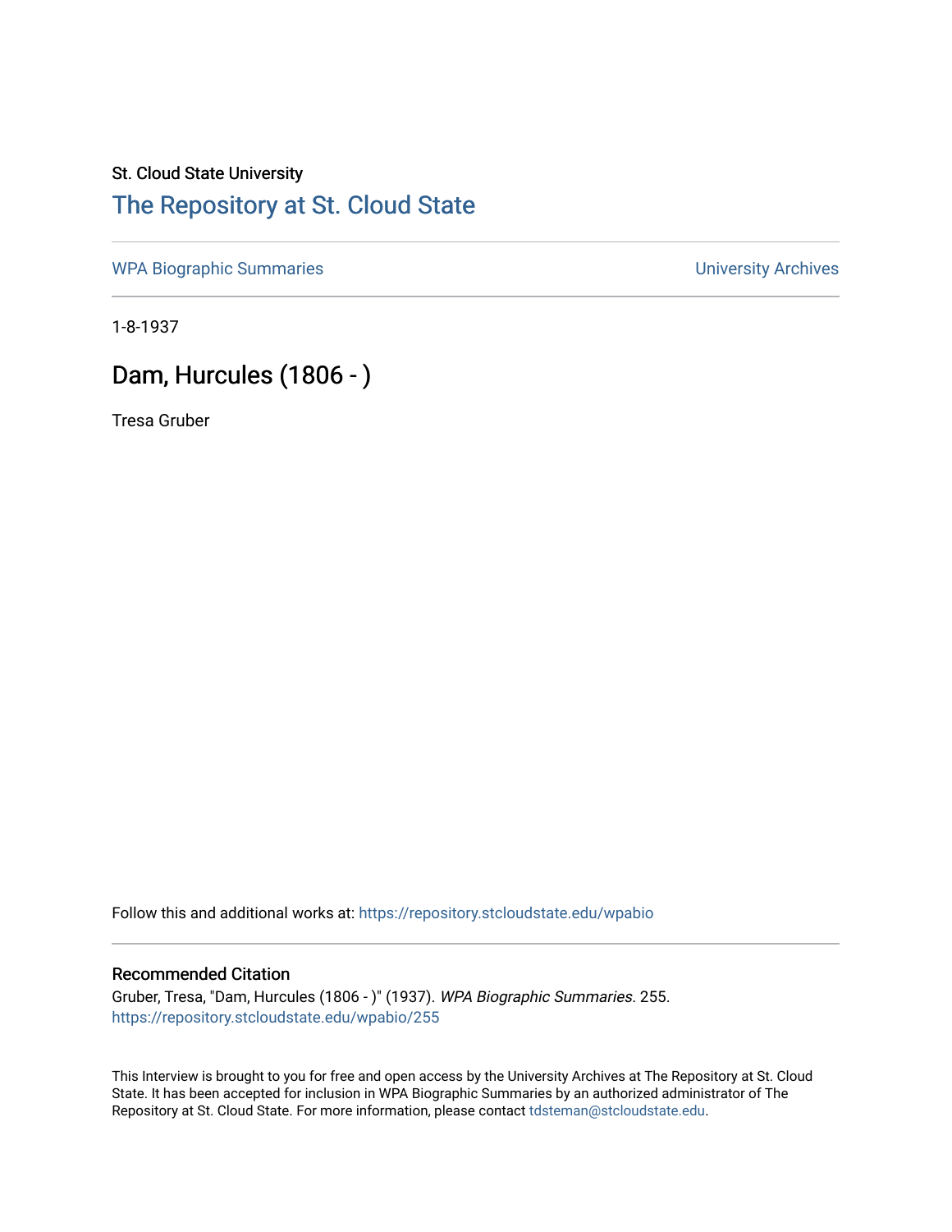St. Cloud State University

# The Repository at St. Cloud State

WPA Biographic Summaries

University Archives

1-8-1937

## Dam, Hurcules (1806 - )

Tresa Gruber

Follow this and additional works at: https://repository.stcloudstate.edu/wpabio

### Recommended Citation

Gruber, Tresa, "Dam, Hurcules (1806 - )" (1937). *WPA Biographic Summaries*. 255.
https://repository.stcloudstate.edu/wpabio/255

This Interview is brought to you for free and open access by the University Archives at The Repository at St. Cloud State. It has been accepted for inclusion in WPA Biographic Summaries by an authorized administrator of The Repository at St. Cloud State. For more information, please contact tdsteman@stcloudstate.edu.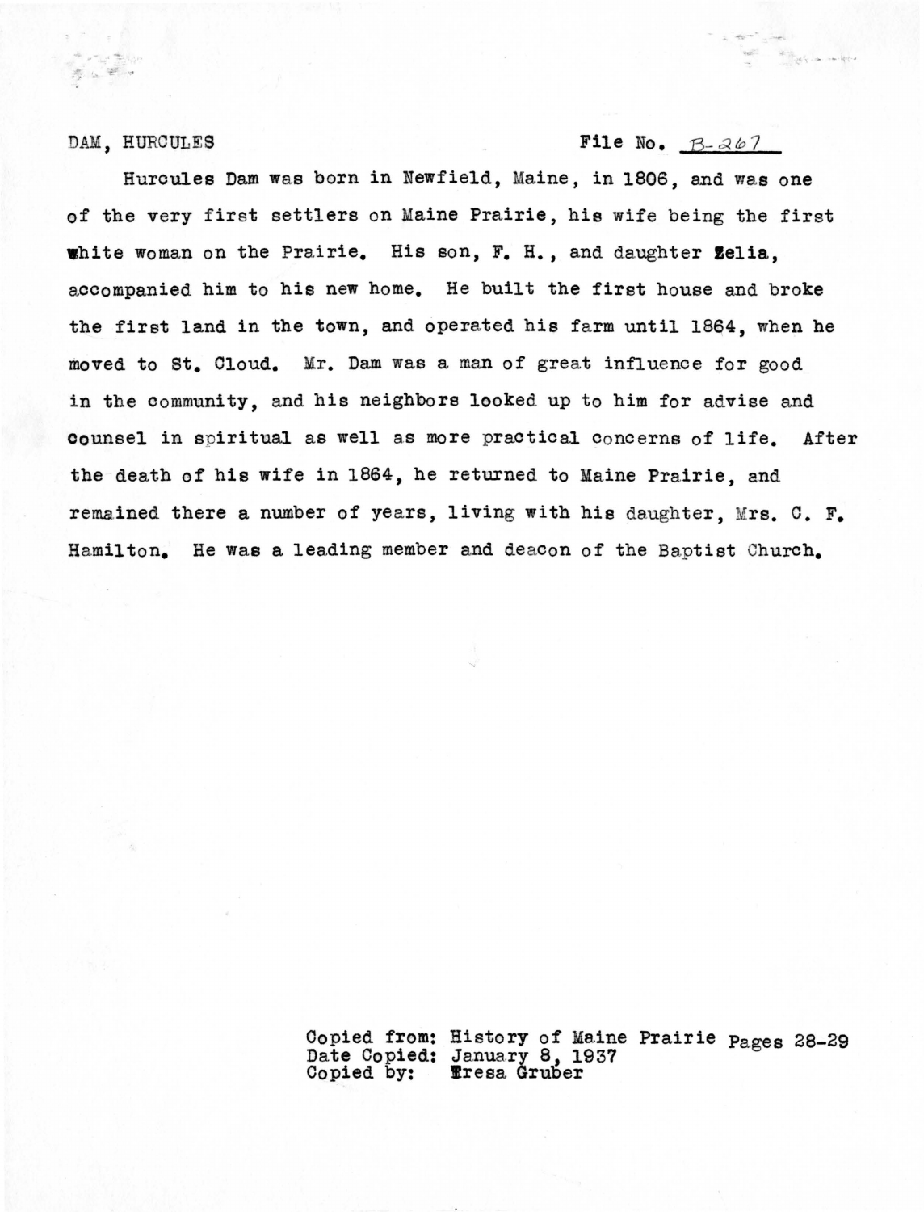DAM, HURCULES File No. B-267

Hurcules Dam was born in Newfield, Maine, in 1806, and was one of the very first settlers on Maine Prairie, his wife being the first white woman on the Prairie. His son, F. H., and daughter Zelia, accompanied him to his new home. He built the first house and broke the first land in the town, and operated his farm until 1864, when he moved to St. Cloud. Mr. Dam was a man of great influence for good in the community, and his neighbors looked up to him for advise and counsel in spiritual as well as more practical concerns of life. After the death of his wife in 1864, he returned to Maine Prairie, and remained there a number of years, living with his daughter, Mrs. C. F. Hamilton. He was a leading member and deacon of the Baptist Church.

Copied from: History of Maine Prairie Pages 28-29
Date Copied: January 8, 1937
Copied by: Tresa Gruber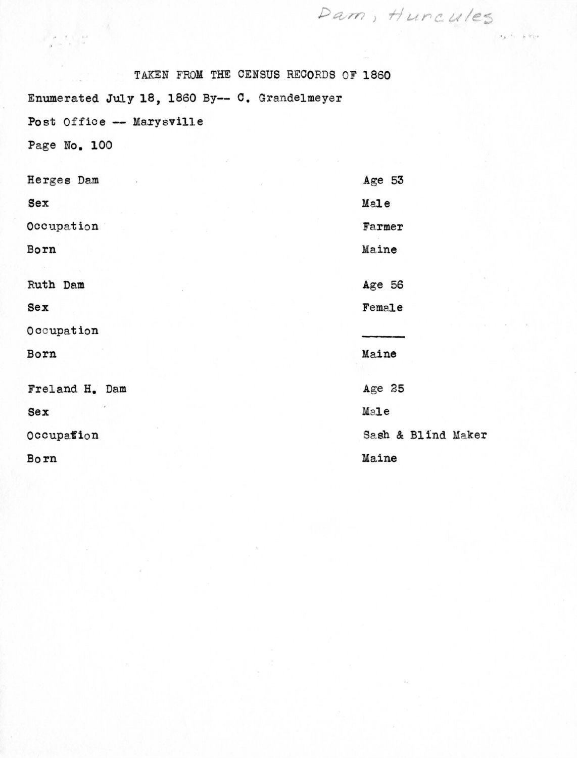Dam, Hurcules

TAKEN FROM THE CENSUS RECORDS OF 1860

Enumerated July 18, 1860 By-- C. Grandelmeyer

Post Office -- Marysville

Page No. 100

| | |
|---|---|
| Herges Dam | Age 53 |
| Sex | Male |
| Occupation | Farmer |
| Born | Maine |
| | |
| Ruth Dam | Age 56 |
| Sex | Female |
| Occupation | ______ |
| Born | Maine |
| | |
| Freland H. Dam | Age 25 |
| Sex | Male |
| Occupation | Sash & Blind Maker |
| Born | Maine |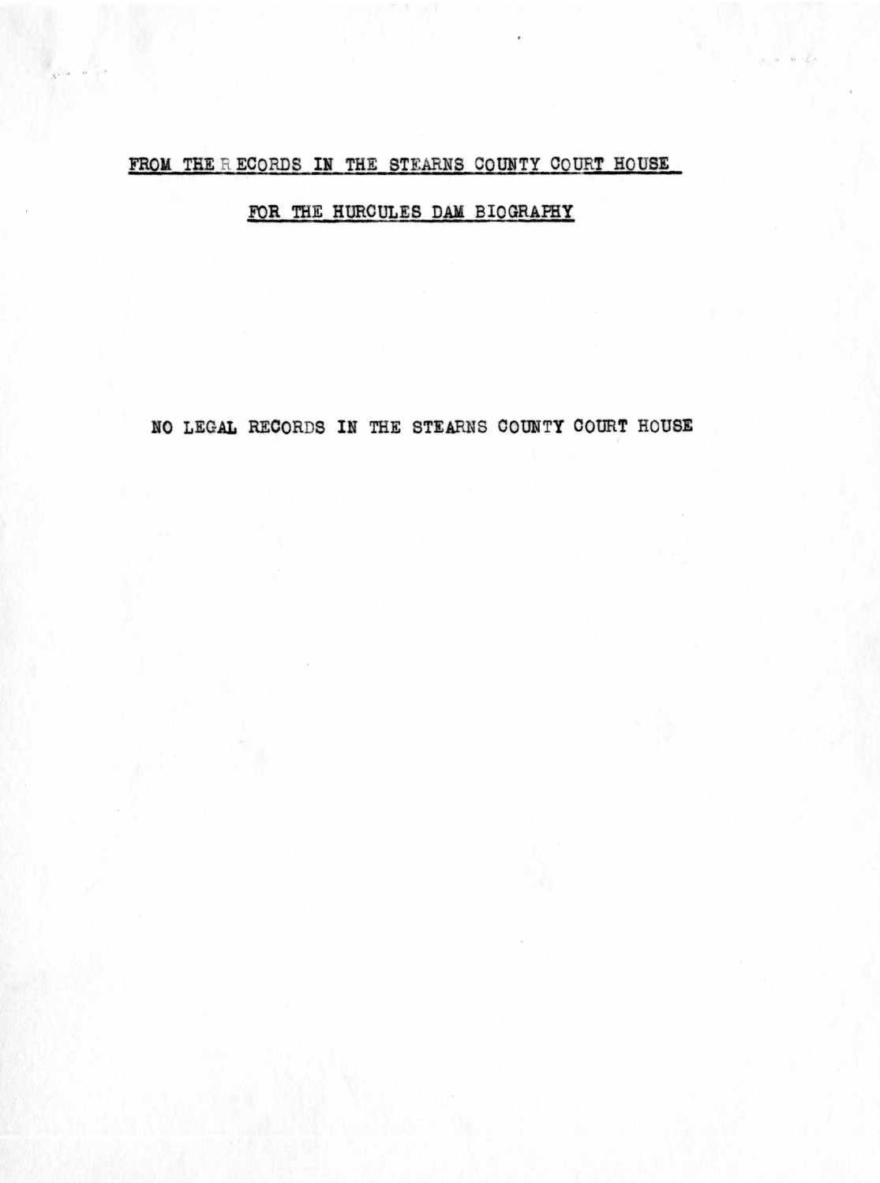**FROM THE RECORDS IN THE STEARNS COUNTY COURT HOUSE**

**FOR THE HURCULES DAM BIOGRAPHY**

NO LEGAL RECORDS IN THE STEARNS COUNTY COURT HOUSE